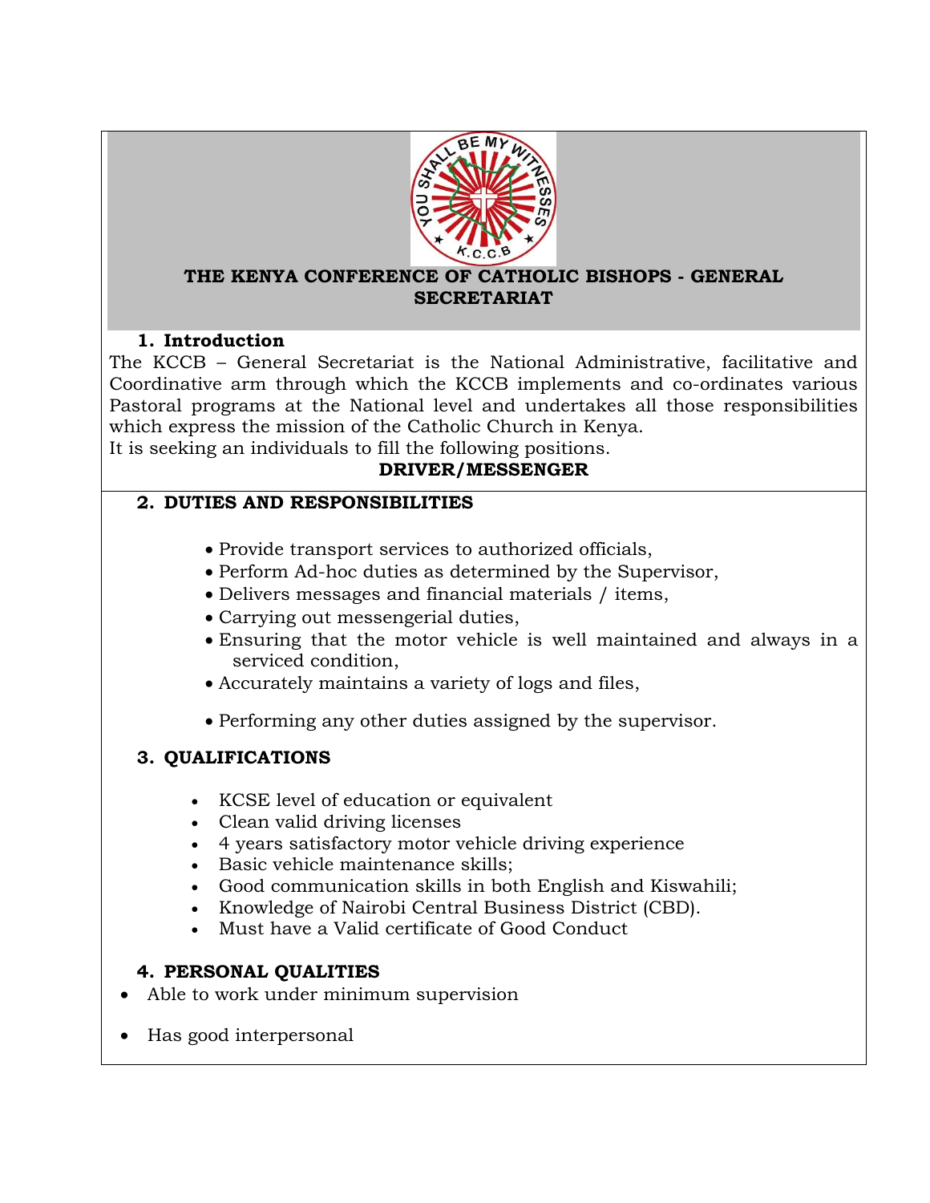# THE KENYA CONFERENCE OF CATHOLIC BISHOPS - GENERAL SECRETARIAT

## 1. Introduction

The KCCB – General Secretariat is the National Administrative, facilitative and Coordinative arm through which the KCCB implements and co-ordinates various Pastoral programs at the National level and undertakes all those responsibilities which express the mission of the Catholic Church in Kenya.
It is seeking an individuals to fill the following positions.

**DRIVER/MESSENGER**

## 2. DUTIES AND RESPONSIBILITIES

- Provide transport services to authorized officials,
- Perform Ad-hoc duties as determined by the Supervisor,
- Delivers messages and financial materials / items,
- Carrying out messengerial duties,
- Ensuring that the motor vehicle is well maintained and always in a serviced condition,
- Accurately maintains a variety of logs and files,
- Performing any other duties assigned by the supervisor.

## 3. QUALIFICATIONS

- KCSE level of education or equivalent
- Clean valid driving licenses
- 4 years satisfactory motor vehicle driving experience
- Basic vehicle maintenance skills;
- Good communication skills in both English and Kiswahili;
- Knowledge of Nairobi Central Business District (CBD).
- Must have a Valid certificate of Good Conduct

## 4. PERSONAL QUALITIES

- Able to work under minimum supervision
- Has good interpersonal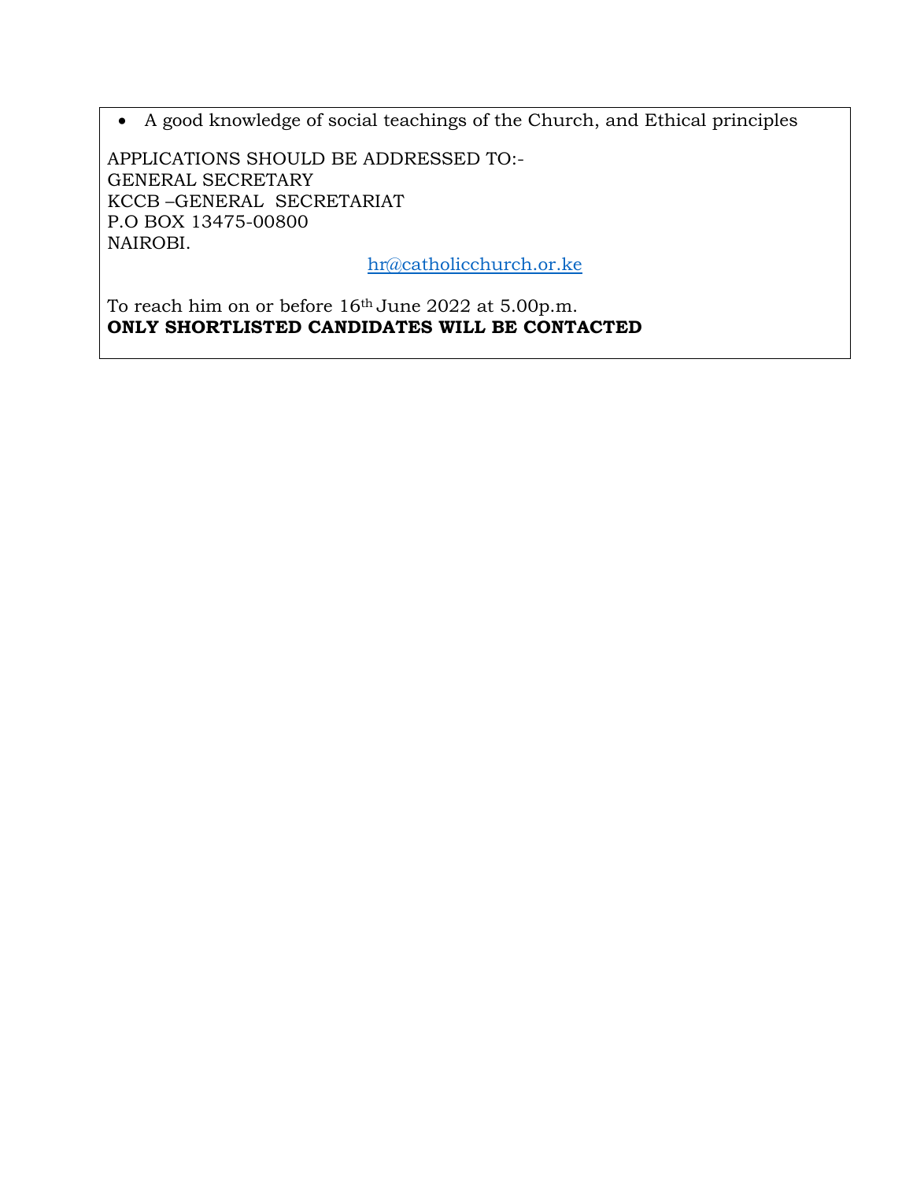- A good knowledge of social teachings of the Church, and Ethical principles

APPLICATIONS SHOULD BE ADDRESSED TO:-
GENERAL SECRETARY
KCCB –GENERAL SECRETARIAT
P.O BOX 13475-00800
NAIROBI.

hr@catholicchurch.or.ke

To reach him on or before 16th June 2022 at 5.00p.m.
**ONLY SHORTLISTED CANDIDATES WILL BE CONTACTED**